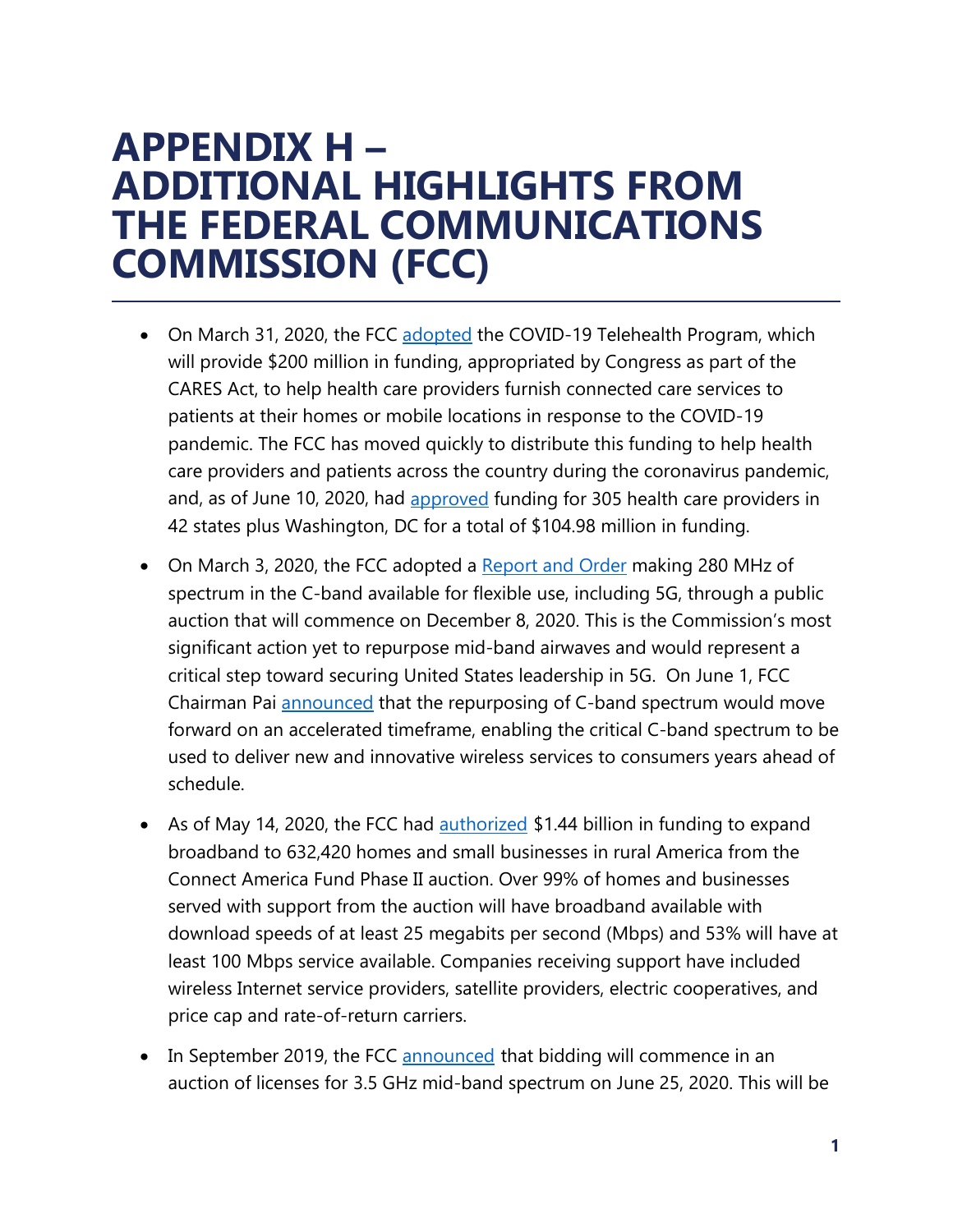# APPENDIX H – ADDITIONAL HIGHLIGHTS FROM THE FEDERAL COMMUNICATIONS COMMISSION (FCC)

- On March 31, 2020, the FCC adopted the COVID-19 Telehealth Program, which will provide $200 million in funding, appropriated by Congress as part of the CARES Act, to help health care providers furnish connected care services to patients at their homes or mobile locations in response to the COVID-19 pandemic. The FCC has moved quickly to distribute this funding to help health care providers and patients across the country during the coronavirus pandemic, and, as of June 10, 2020, had approved funding for 305 health care providers in 42 states plus Washington, DC for a total of $104.98 million in funding.
- On March 3, 2020, the FCC adopted a Report and Order making 280 MHz of spectrum in the C-band available for flexible use, including 5G, through a public auction that will commence on December 8, 2020. This is the Commission's most significant action yet to repurpose mid-band airwaves and would represent a critical step toward securing United States leadership in 5G. On June 1, FCC Chairman Pai announced that the repurposing of C-band spectrum would move forward on an accelerated timeframe, enabling the critical C-band spectrum to be used to deliver new and innovative wireless services to consumers years ahead of schedule.
- As of May 14, 2020, the FCC had authorized $1.44 billion in funding to expand broadband to 632,420 homes and small businesses in rural America from the Connect America Fund Phase II auction. Over 99% of homes and businesses served with support from the auction will have broadband available with download speeds of at least 25 megabits per second (Mbps) and 53% will have at least 100 Mbps service available. Companies receiving support have included wireless Internet service providers, satellite providers, electric cooperatives, and price cap and rate-of-return carriers.
- In September 2019, the FCC announced that bidding will commence in an auction of licenses for 3.5 GHz mid-band spectrum on June 25, 2020. This will be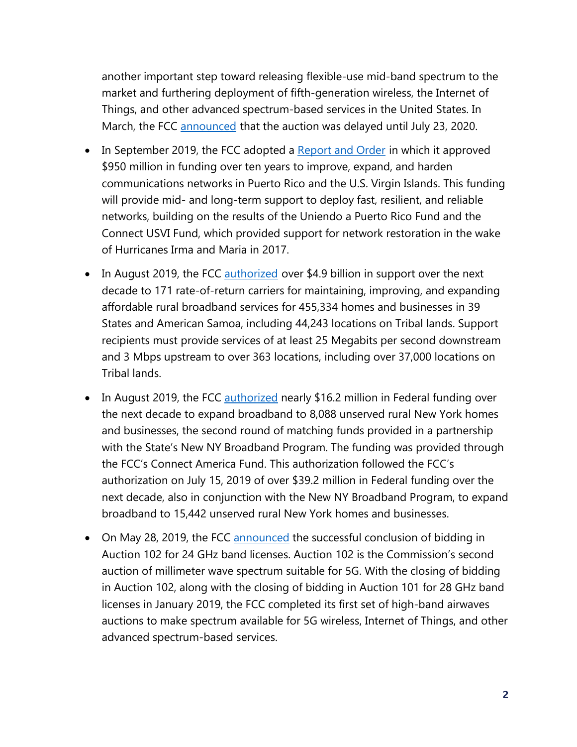another important step toward releasing flexible-use mid-band spectrum to the market and furthering deployment of fifth-generation wireless, the Internet of Things, and other advanced spectrum-based services in the United States. In March, the FCC announced that the auction was delayed until July 23, 2020.

- In September 2019, the FCC adopted a Report and Order in which it approved $950 million in funding over ten years to improve, expand, and harden communications networks in Puerto Rico and the U.S. Virgin Islands. This funding will provide mid- and long-term support to deploy fast, resilient, and reliable networks, building on the results of the Uniendo a Puerto Rico Fund and the Connect USVI Fund, which provided support for network restoration in the wake of Hurricanes Irma and Maria in 2017.
- In August 2019, the FCC authorized over $4.9 billion in support over the next decade to 171 rate-of-return carriers for maintaining, improving, and expanding affordable rural broadband services for 455,334 homes and businesses in 39 States and American Samoa, including 44,243 locations on Tribal lands. Support recipients must provide services of at least 25 Megabits per second downstream and 3 Mbps upstream to over 363 locations, including over 37,000 locations on Tribal lands.
- In August 2019, the FCC authorized nearly $16.2 million in Federal funding over the next decade to expand broadband to 8,088 unserved rural New York homes and businesses, the second round of matching funds provided in a partnership with the State's New NY Broadband Program. The funding was provided through the FCC's Connect America Fund. This authorization followed the FCC's authorization on July 15, 2019 of over $39.2 million in Federal funding over the next decade, also in conjunction with the New NY Broadband Program, to expand broadband to 15,442 unserved rural New York homes and businesses.
- On May 28, 2019, the FCC announced the successful conclusion of bidding in Auction 102 for 24 GHz band licenses. Auction 102 is the Commission's second auction of millimeter wave spectrum suitable for 5G. With the closing of bidding in Auction 102, along with the closing of bidding in Auction 101 for 28 GHz band licenses in January 2019, the FCC completed its first set of high-band airwaves auctions to make spectrum available for 5G wireless, Internet of Things, and other advanced spectrum-based services.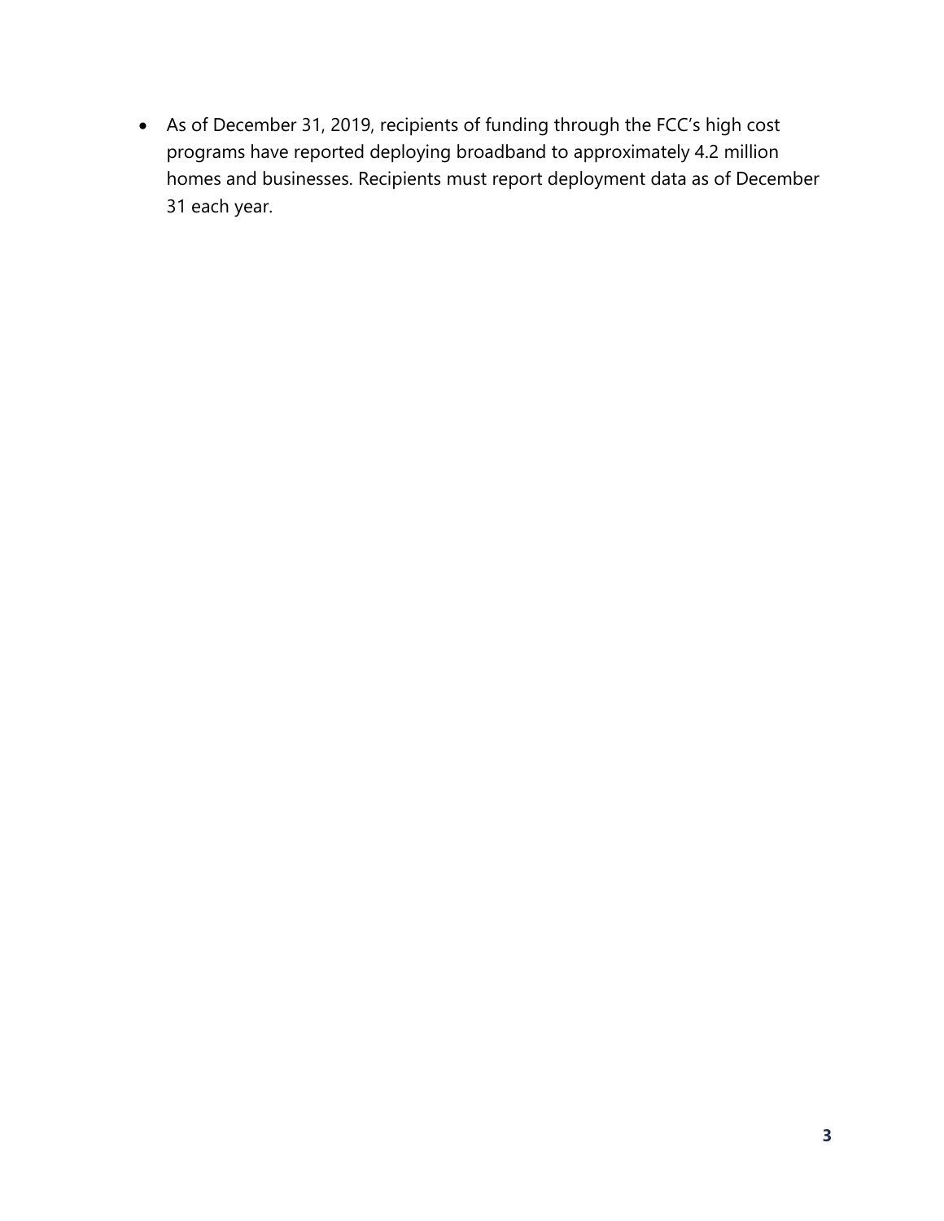- As of December 31, 2019, recipients of funding through the FCC's high cost programs have reported deploying broadband to approximately 4.2 million homes and businesses. Recipients must report deployment data as of December 31 each year.